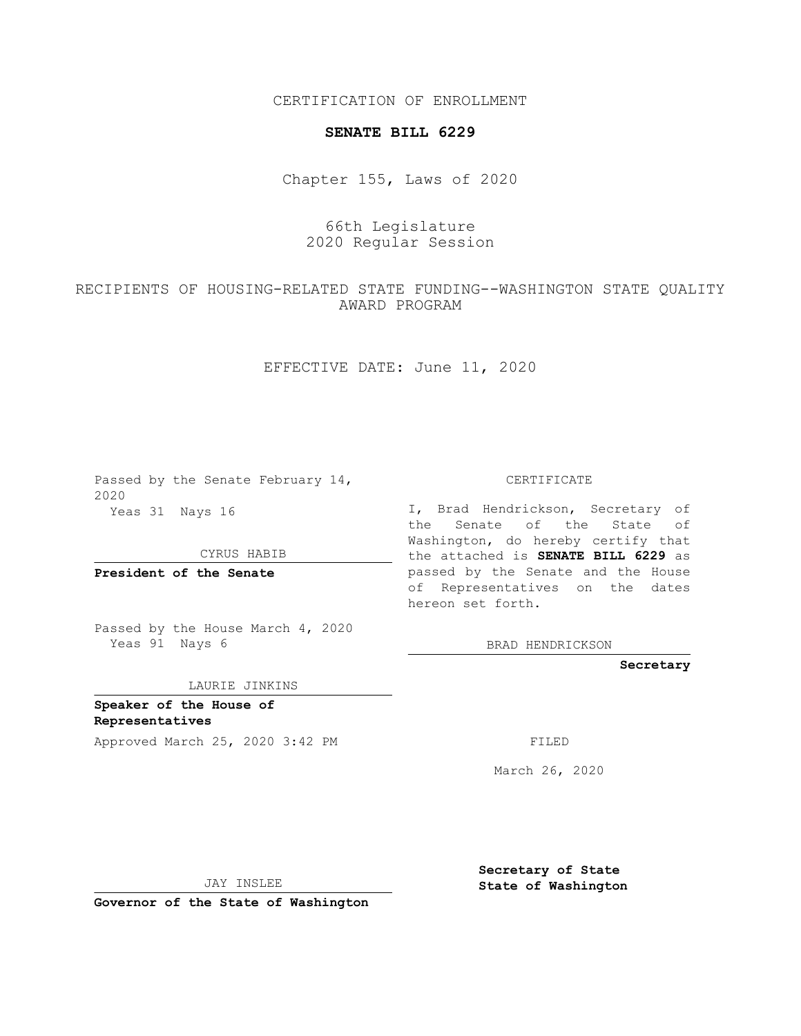CERTIFICATION OF ENROLLMENT

**SENATE BILL 6229**

Chapter 155, Laws of 2020

66th Legislature
2020 Regular Session

RECIPIENTS OF HOUSING-RELATED STATE FUNDING--WASHINGTON STATE QUALITY AWARD PROGRAM

EFFECTIVE DATE: June 11, 2020

Passed by the Senate February 14, 2020
Yeas 31 Nays 16

CYRUS HABIB

**President of the Senate**

Passed by the House March 4, 2020
Yeas 91 Nays 6

LAURIE JINKINS

**Speaker of the House of Representatives**

Approved March 25, 2020 3:42 PM

JAY INSLEE

**Governor of the State of Washington**

CERTIFICATE

I, Brad Hendrickson, Secretary of the Senate of the State of Washington, do hereby certify that the attached is **SENATE BILL 6229** as passed by the Senate and the House of Representatives on the dates hereon set forth.

BRAD HENDRICKSON

**Secretary**

FILED

March 26, 2020

**Secretary of State**
**State of Washington**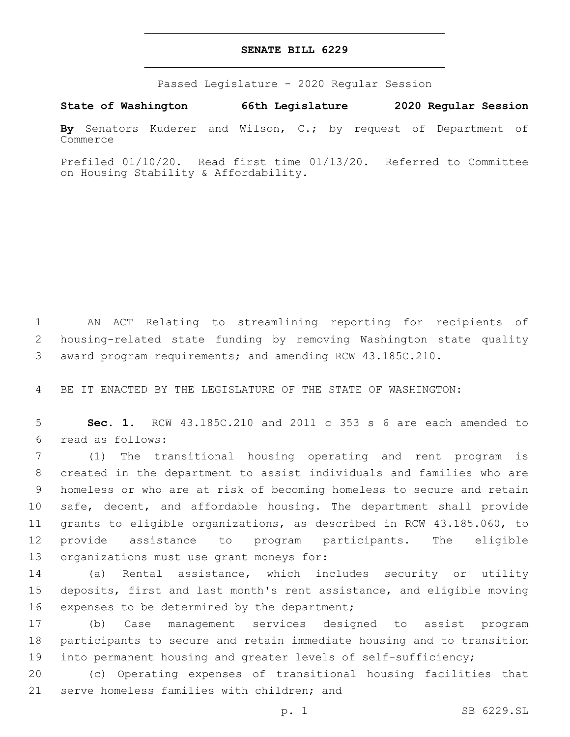# SENATE BILL 6229

Passed Legislature - 2020 Regular Session

**State of Washington 66th Legislature 2020 Regular Session**

**By** Senators Kuderer and Wilson, C.; by request of Department of Commerce

Prefiled 01/10/20. Read first time 01/13/20. Referred to Committee on Housing Stability & Affordability.

1 AN ACT Relating to streamlining reporting for recipients of 2 housing-related state funding by removing Washington state quality 3 award program requirements; and amending RCW 43.185C.210.

4 BE IT ENACTED BY THE LEGISLATURE OF THE STATE OF WASHINGTON:

5 **Sec. 1.** RCW 43.185C.210 and 2011 c 353 s 6 are each amended to 6 read as follows:

7 (1) The transitional housing operating and rent program is 8 created in the department to assist individuals and families who are 9 homeless or who are at risk of becoming homeless to secure and retain 10 safe, decent, and affordable housing. The department shall provide 11 grants to eligible organizations, as described in RCW 43.185.060, to 12 provide assistance to program participants. The eligible 13 organizations must use grant moneys for:

14 (a) Rental assistance, which includes security or utility 15 deposits, first and last month's rent assistance, and eligible moving 16 expenses to be determined by the department;

17 (b) Case management services designed to assist program 18 participants to secure and retain immediate housing and to transition 19 into permanent housing and greater levels of self-sufficiency;

20 (c) Operating expenses of transitional housing facilities that 21 serve homeless families with children; and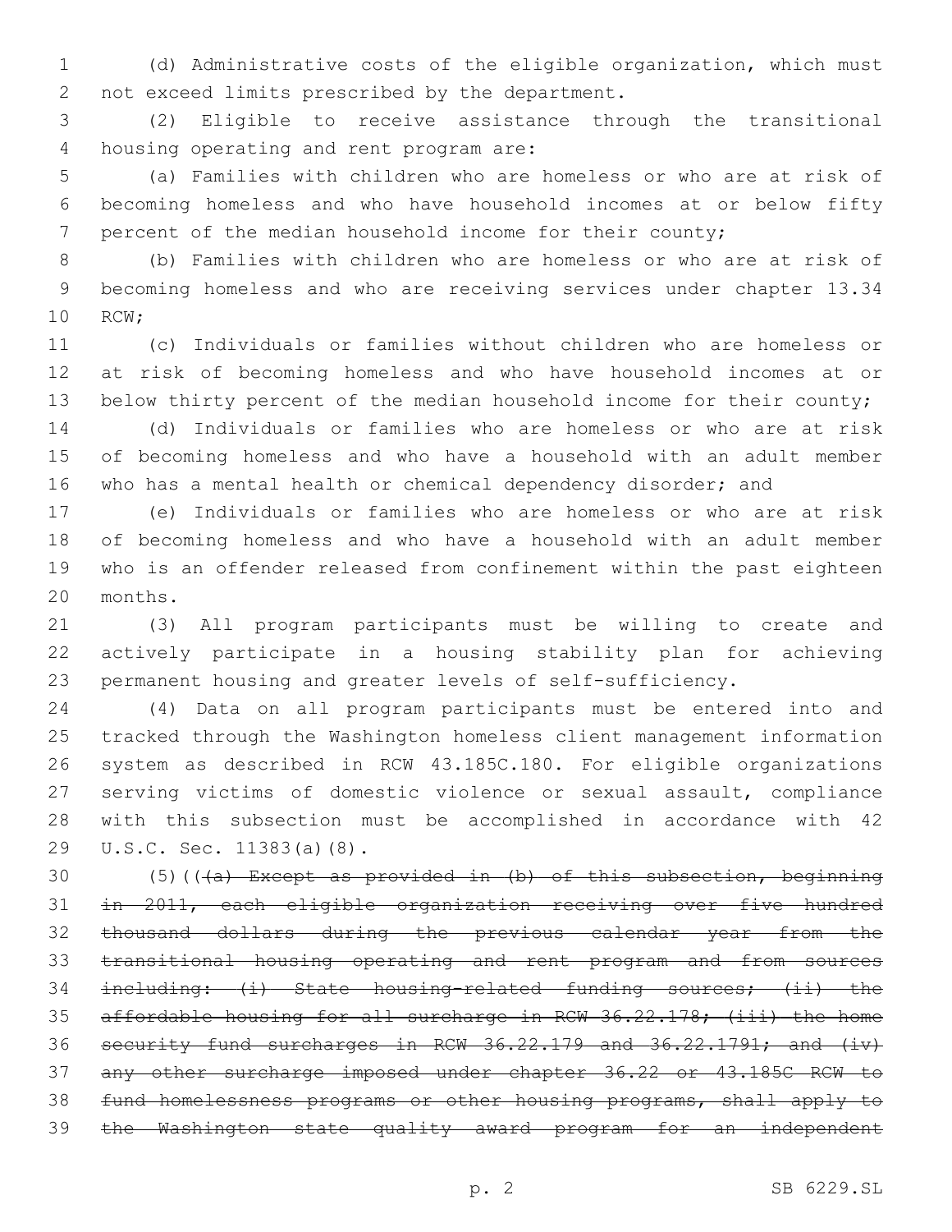(d) Administrative costs of the eligible organization, which must not exceed limits prescribed by the department.

(2) Eligible to receive assistance through the transitional housing operating and rent program are:

(a) Families with children who are homeless or who are at risk of becoming homeless and who have household incomes at or below fifty percent of the median household income for their county;

(b) Families with children who are homeless or who are at risk of becoming homeless and who are receiving services under chapter 13.34 RCW;

(c) Individuals or families without children who are homeless or at risk of becoming homeless and who have household incomes at or below thirty percent of the median household income for their county;

(d) Individuals or families who are homeless or who are at risk of becoming homeless and who have a household with an adult member who has a mental health or chemical dependency disorder; and

(e) Individuals or families who are homeless or who are at risk of becoming homeless and who have a household with an adult member who is an offender released from confinement within the past eighteen months.

(3) All program participants must be willing to create and actively participate in a housing stability plan for achieving permanent housing and greater levels of self-sufficiency.

(4) Data on all program participants must be entered into and tracked through the Washington homeless client management information system as described in RCW 43.185C.180. For eligible organizations serving victims of domestic violence or sexual assault, compliance with this subsection must be accomplished in accordance with 42 U.S.C. Sec. 11383(a)(8).

(5)((~~(a) Except as provided in (b) of this subsection, beginning in 2011, each eligible organization receiving over five hundred thousand dollars during the previous calendar year from the transitional housing operating and rent program and from sources including: (i) State housing-related funding sources; (ii) the affordable housing for all surcharge in RCW 36.22.178; (iii) the home security fund surcharges in RCW 36.22.179 and 36.22.1791; and (iv) any other surcharge imposed under chapter 36.22 or 43.185C RCW to fund homelessness programs or other housing programs, shall apply to the Washington state quality award program for an independent~~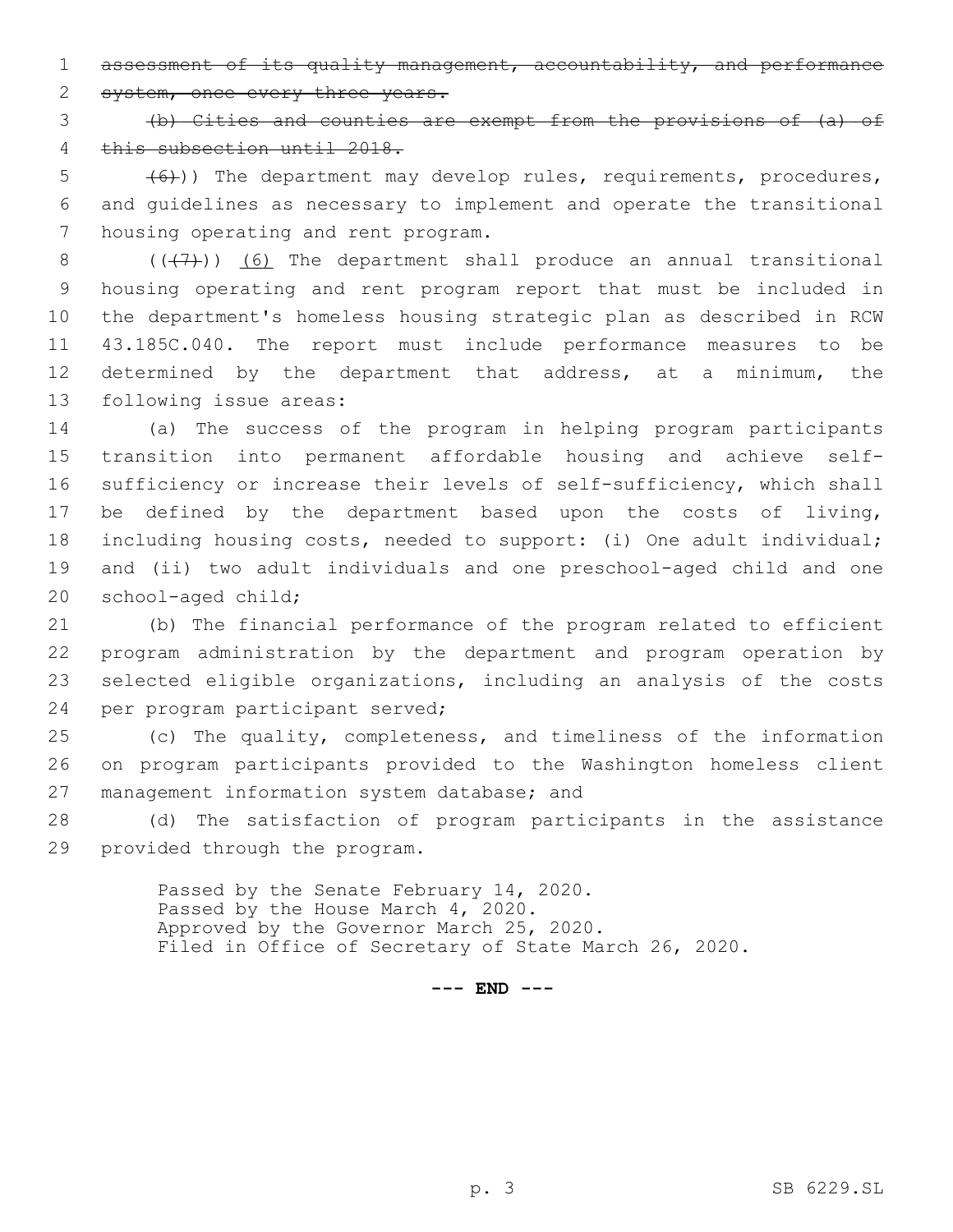~~assessment of its quality management, accountability, and performance system, once every three years.~~

~~(b) Cities and counties are exempt from the provisions of (a) of this subsection until 2018.~~

~~(6)~~)) The department may develop rules, requirements, procedures, and guidelines as necessary to implement and operate the transitional housing operating and rent program.

((~~(7)~~)) (6) The department shall produce an annual transitional housing operating and rent program report that must be included in the department's homeless housing strategic plan as described in RCW 43.185C.040. The report must include performance measures to be determined by the department that address, at a minimum, the following issue areas:

(a) The success of the program in helping program participants transition into permanent affordable housing and achieve self-sufficiency or increase their levels of self-sufficiency, which shall be defined by the department based upon the costs of living, including housing costs, needed to support: (i) One adult individual; and (ii) two adult individuals and one preschool-aged child and one school-aged child;

(b) The financial performance of the program related to efficient program administration by the department and program operation by selected eligible organizations, including an analysis of the costs per program participant served;

(c) The quality, completeness, and timeliness of the information on program participants provided to the Washington homeless client management information system database; and

(d) The satisfaction of program participants in the assistance provided through the program.

Passed by the Senate February 14, 2020.
Passed by the House March 4, 2020.
Approved by the Governor March 25, 2020.
Filed in Office of Secretary of State March 26, 2020.

--- END ---